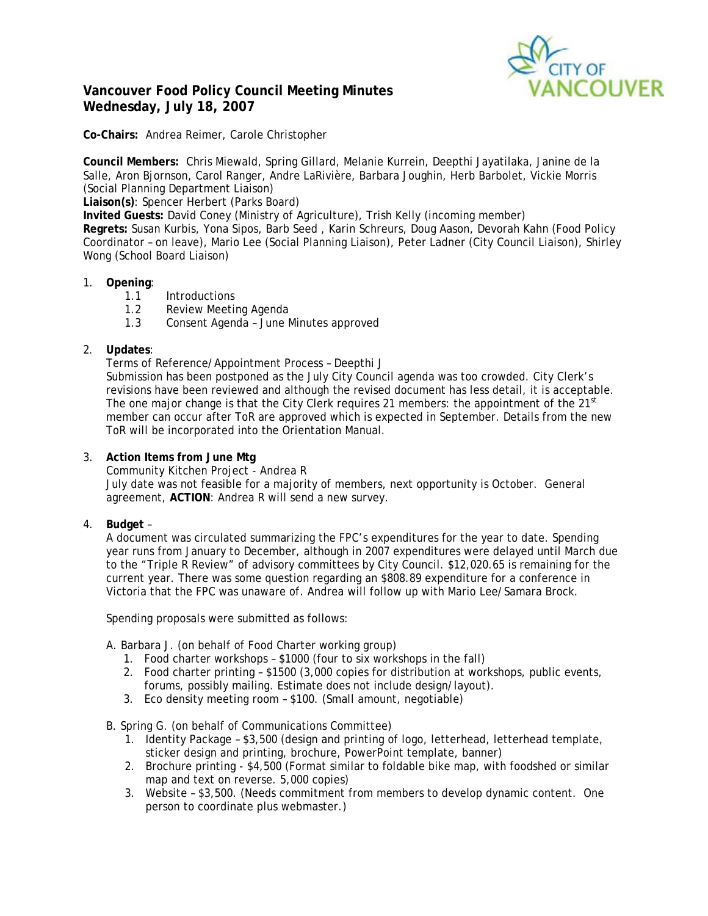# Vancouver Food Policy Council Meeting Minutes
## Wednesday, July 18, 2007

**Co-Chairs:** Andrea Reimer, Carole Christopher

**Council Members:** Chris Miewald, Spring Gillard, Melanie Kurrein, Deepthi Jayatilaka, Janine de la Salle, Aron Bjornson, Carol Ranger, Andre LaRivière, Barbara Joughin, Herb Barbolet, Vickie Morris (Social Planning Department Liaison)
**Liaison(s)**: Spencer Herbert (Parks Board)
**Invited Guests:** David Coney (Ministry of Agriculture), Trish Kelly (incoming member)
**Regrets:** Susan Kurbis, Yona Sipos, Barb Seed , Karin Schreurs, Doug Aason, Devorah Kahn (Food Policy Coordinator – on leave), Mario Lee (Social Planning Liaison), Peter Ladner (City Council Liaison), Shirley Wong (School Board Liaison)

1. **Opening**:
   - 1.1 Introductions
   - 1.2 Review Meeting Agenda
   - 1.3 Consent Agenda – June Minutes approved

2. **Updates**:
   Terms of Reference/Appointment Process – Deepthi J
   Submission has been postponed as the July City Council agenda was too crowded. City Clerk's revisions have been reviewed and although the revised document has less detail, it is acceptable. The one major change is that the City Clerk requires 21 members: the appointment of the 21st member can occur after ToR are approved which is expected in September. Details from the new ToR will be incorporated into the Orientation Manual.

3. **Action Items from June Mtg**
   Community Kitchen Project - Andrea R
   July date was not feasible for a majority of members, next opportunity is October. General agreement, **ACTION**: Andrea R will send a new survey.

4. **Budget** –
   A document was circulated summarizing the FPC's expenditures for the year to date. Spending year runs from January to December, although in 2007 expenditures were delayed until March due to the "Triple R Review" of advisory committees by City Council. $12,020.65 is remaining for the current year. There was some question regarding an $808.89 expenditure for a conference in Victoria that the FPC was unaware of. Andrea will follow up with Mario Lee/Samara Brock.

   Spending proposals were submitted as follows:

   A. Barbara J. (on behalf of Food Charter working group)
   1. Food charter workshops – $1000 (four to six workshops in the fall)
   2. Food charter printing – $1500 (3,000 copies for distribution at workshops, public events, forums, possibly mailing. Estimate does not include design/layout).
   3. Eco density meeting room – $100. (Small amount, negotiable)

   B. Spring G. (on behalf of Communications Committee)
   1. Identity Package – $3,500 (design and printing of logo, letterhead, letterhead template, sticker design and printing, brochure, PowerPoint template, banner)
   2. Brochure printing - $4,500 (Format similar to foldable bike map, with foodshed or similar map and text on reverse. 5,000 copies)
   3. Website – $3,500. (Needs commitment from members to develop dynamic content. One person to coordinate plus webmaster.)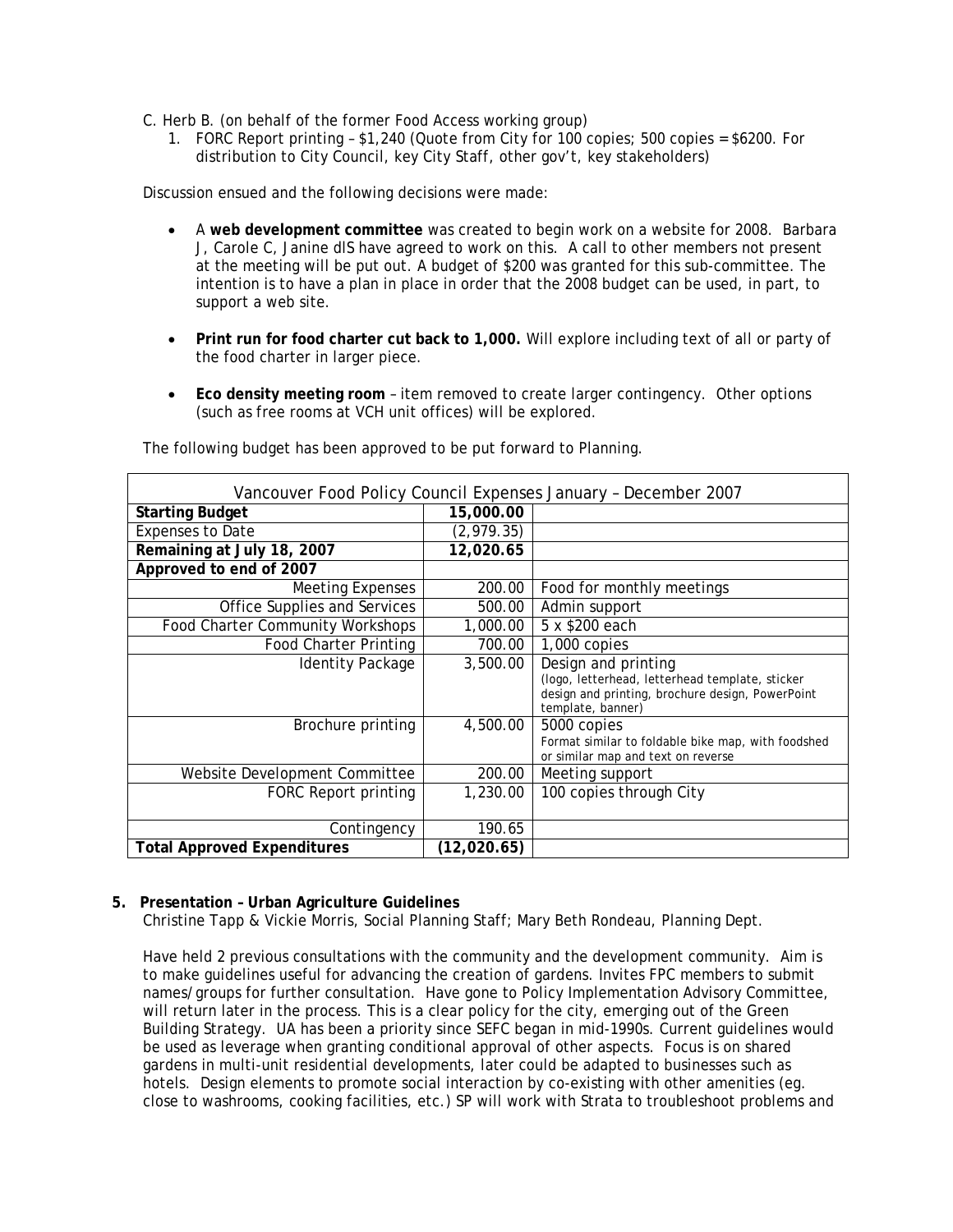C. Herb B. (on behalf of the former Food Access working group)

1. FORC Report printing – $1,240 (Quote from City for 100 copies; 500 copies = $6200. For distribution to City Council, key City Staff, other gov't, key stakeholders)

Discussion ensued and the following decisions were made:

- A **web development committee** was created to begin work on a website for 2008. Barbara J, Carole C, Janine dlS have agreed to work on this. A call to other members not present at the meeting will be put out. A budget of $200 was granted for this sub-committee. The intention is to have a plan in place in order that the 2008 budget can be used, in part, to support a web site.

- **Print run for food charter cut back to 1,000.** Will explore including text of all or party of the food charter in larger piece.

- **Eco density meeting room** – item removed to create larger contingency. Other options (such as free rooms at VCH unit offices) will be explored.

The following budget has been approved to be put forward to Planning.

| Vancouver Food Policy Council Expenses January – December 2007 | | |
|---|---|---|
| **Starting Budget** | **15,000.00** | |
| Expenses to Date | (2,979.35) | |
| **Remaining at July 18, 2007** | **12,020.65** | |
| **Approved to end of 2007** | | |
| Meeting Expenses | 200.00 | Food for monthly meetings |
| Office Supplies and Services | 500.00 | Admin support |
| Food Charter Community Workshops | 1,000.00 | 5 x $200 each |
| Food Charter Printing | 700.00 | 1,000 copies |
| Identity Package | 3,500.00 | Design and printing (logo, letterhead, letterhead template, sticker design and printing, brochure design, PowerPoint template, banner) |
| Brochure printing | 4,500.00 | 5000 copies Format similar to foldable bike map, with foodshed or similar map and text on reverse |
| Website Development Committee | 200.00 | Meeting support |
| FORC Report printing | 1,230.00 | 100 copies through City |
| Contingency | 190.65 | |
| **Total Approved Expenditures** | **(12,020.65)** | |

**5. Presentation – Urban Agriculture Guidelines**

Christine Tapp & Vickie Morris, Social Planning Staff; Mary Beth Rondeau, Planning Dept.

Have held 2 previous consultations with the community and the development community. Aim is to make guidelines useful for advancing the creation of gardens. Invites FPC members to submit names/groups for further consultation. Have gone to Policy Implementation Advisory Committee, will return later in the process. This is a clear policy for the city, emerging out of the Green Building Strategy. UA has been a priority since SEFC began in mid-1990s. Current guidelines would be used as leverage when granting conditional approval of other aspects. Focus is on shared gardens in multi-unit residential developments, later could be adapted to businesses such as hotels. Design elements to promote social interaction by co-existing with other amenities (eg. close to washrooms, cooking facilities, etc.) SP will work with Strata to troubleshoot problems and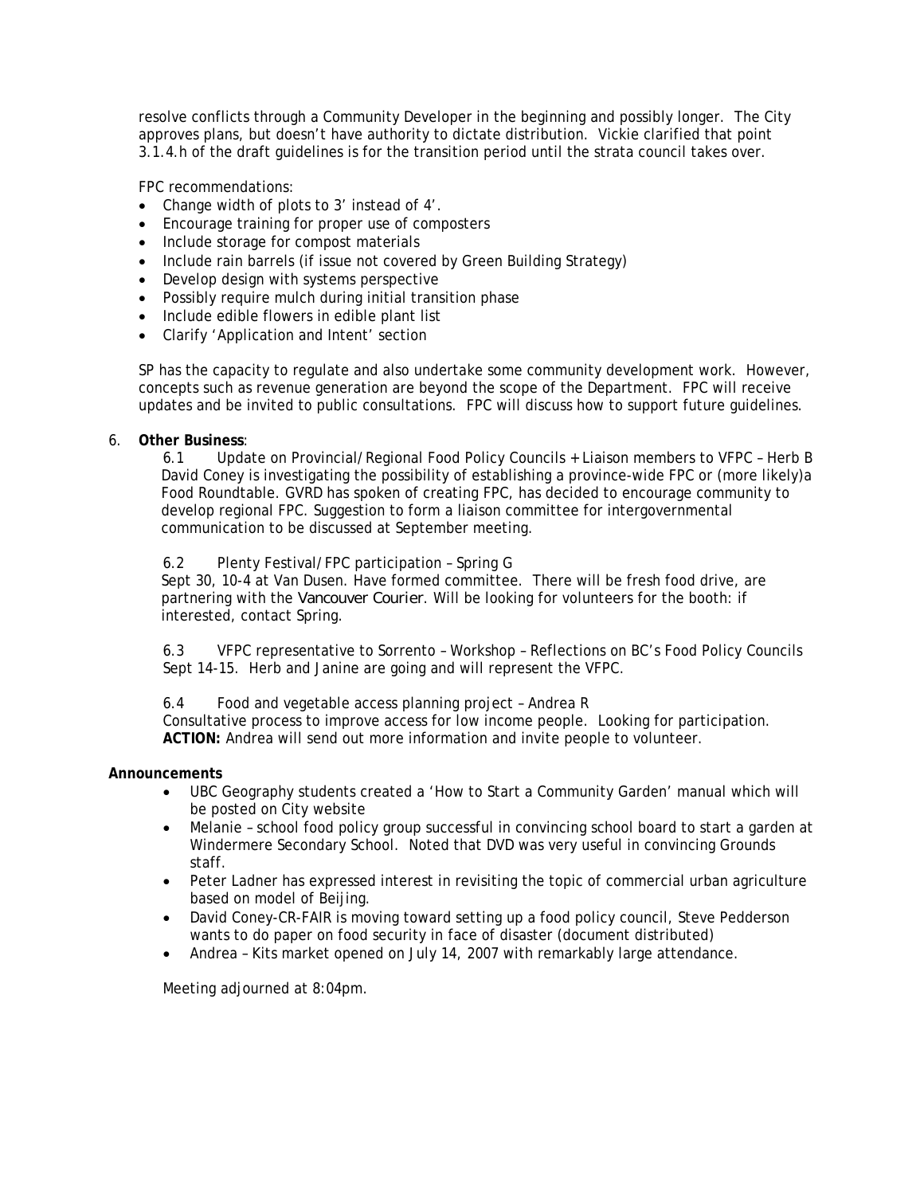resolve conflicts through a Community Developer in the beginning and possibly longer. The City approves plans, but doesn't have authority to dictate distribution. Vickie clarified that point 3.1.4.h of the draft guidelines is for the transition period until the strata council takes over.

FPC recommendations:

- Change width of plots to 3' instead of 4'.
- Encourage training for proper use of composters
- Include storage for compost materials
- Include rain barrels (if issue not covered by Green Building Strategy)
- Develop design with systems perspective
- Possibly require mulch during initial transition phase
- Include edible flowers in edible plant list
- Clarify 'Application and Intent' section

SP has the capacity to regulate and also undertake some community development work. However, concepts such as revenue generation are beyond the scope of the Department. FPC will receive updates and be invited to public consultations. FPC will discuss how to support future guidelines.

6. **Other Business**:

6.1 Update on Provincial/Regional Food Policy Councils + Liaison members to VFPC – Herb B
David Coney is investigating the possibility of establishing a province-wide FPC or (more likely)a Food Roundtable. GVRD has spoken of creating FPC, has decided to encourage community to develop regional FPC. Suggestion to form a liaison committee for intergovernmental communication to be discussed at September meeting.

6.2 Plenty Festival/FPC participation – Spring G
Sept 30, 10-4 at Van Dusen. Have formed committee. There will be fresh food drive, are partnering with the *Vancouver Courier*. Will be looking for volunteers for the booth: if interested, contact Spring.

6.3 VFPC representative to Sorrento – Workshop – Reflections on BC's Food Policy Councils
Sept 14-15. Herb and Janine are going and will represent the VFPC.

6.4 Food and vegetable access planning project – Andrea R
Consultative process to improve access for low income people. Looking for participation.
**ACTION:** Andrea will send out more information and invite people to volunteer.

**Announcements**

- UBC Geography students created a 'How to Start a Community Garden' manual which will be posted on City website
- Melanie – school food policy group successful in convincing school board to start a garden at Windermere Secondary School. Noted that DVD was very useful in convincing Grounds staff.
- Peter Ladner has expressed interest in revisiting the topic of commercial urban agriculture based on model of Beijing.
- David Coney-CR-FAIR is moving toward setting up a food policy council, Steve Pedderson wants to do paper on food security in face of disaster (document distributed)
- Andrea – Kits market opened on July 14, 2007 with remarkably large attendance.

Meeting adjourned at 8:04pm.